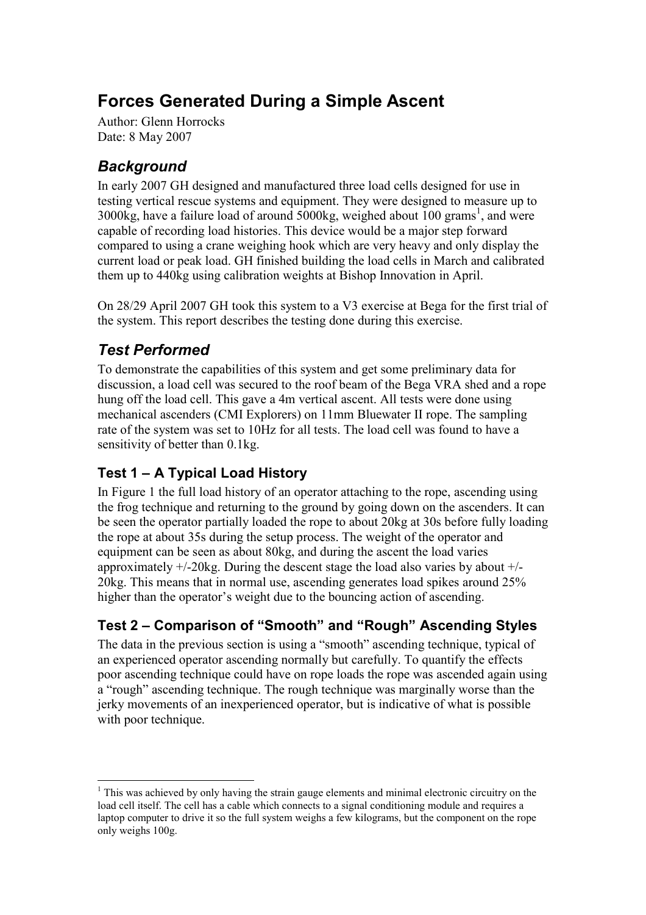# Forces Generated During a Simple Ascent

Author: Glenn Horrocks
Date: 8 May 2007

## *Background*

In early 2007 GH designed and manufactured three load cells designed for use in testing vertical rescue systems and equipment. They were designed to measure up to 3000kg, have a failure load of around 5000kg, weighed about 100 grams[1], and were capable of recording load histories. This device would be a major step forward compared to using a crane weighing hook which are very heavy and only display the current load or peak load. GH finished building the load cells in March and calibrated them up to 440kg using calibration weights at Bishop Innovation in April.

On 28/29 April 2007 GH took this system to a V3 exercise at Bega for the first trial of the system. This report describes the testing done during this exercise.

## *Test Performed*

To demonstrate the capabilities of this system and get some preliminary data for discussion, a load cell was secured to the roof beam of the Bega VRA shed and a rope hung off the load cell. This gave a 4m vertical ascent. All tests were done using mechanical ascenders (CMI Explorers) on 11mm Bluewater II rope. The sampling rate of the system was set to 10Hz for all tests. The load cell was found to have a sensitivity of better than 0.1kg.

### Test 1 – A Typical Load History

In Figure 1 the full load history of an operator attaching to the rope, ascending using the frog technique and returning to the ground by going down on the ascenders. It can be seen the operator partially loaded the rope to about 20kg at 30s before fully loading the rope at about 35s during the setup process. The weight of the operator and equipment can be seen as about 80kg, and during the ascent the load varies approximately +/-20kg. During the descent stage the load also varies by about +/-20kg. This means that in normal use, ascending generates load spikes around 25% higher than the operator's weight due to the bouncing action of ascending.

### Test 2 – Comparison of "Smooth" and "Rough" Ascending Styles

The data in the previous section is using a "smooth" ascending technique, typical of an experienced operator ascending normally but carefully. To quantify the effects poor ascending technique could have on rope loads the rope was ascended again using a "rough" ascending technique. The rough technique was marginally worse than the jerky movements of an inexperienced operator, but is indicative of what is possible with poor technique.

---

[1] This was achieved by only having the strain gauge elements and minimal electronic circuitry on the load cell itself. The cell has a cable which connects to a signal conditioning module and requires a laptop computer to drive it so the full system weighs a few kilograms, but the component on the rope only weighs 100g.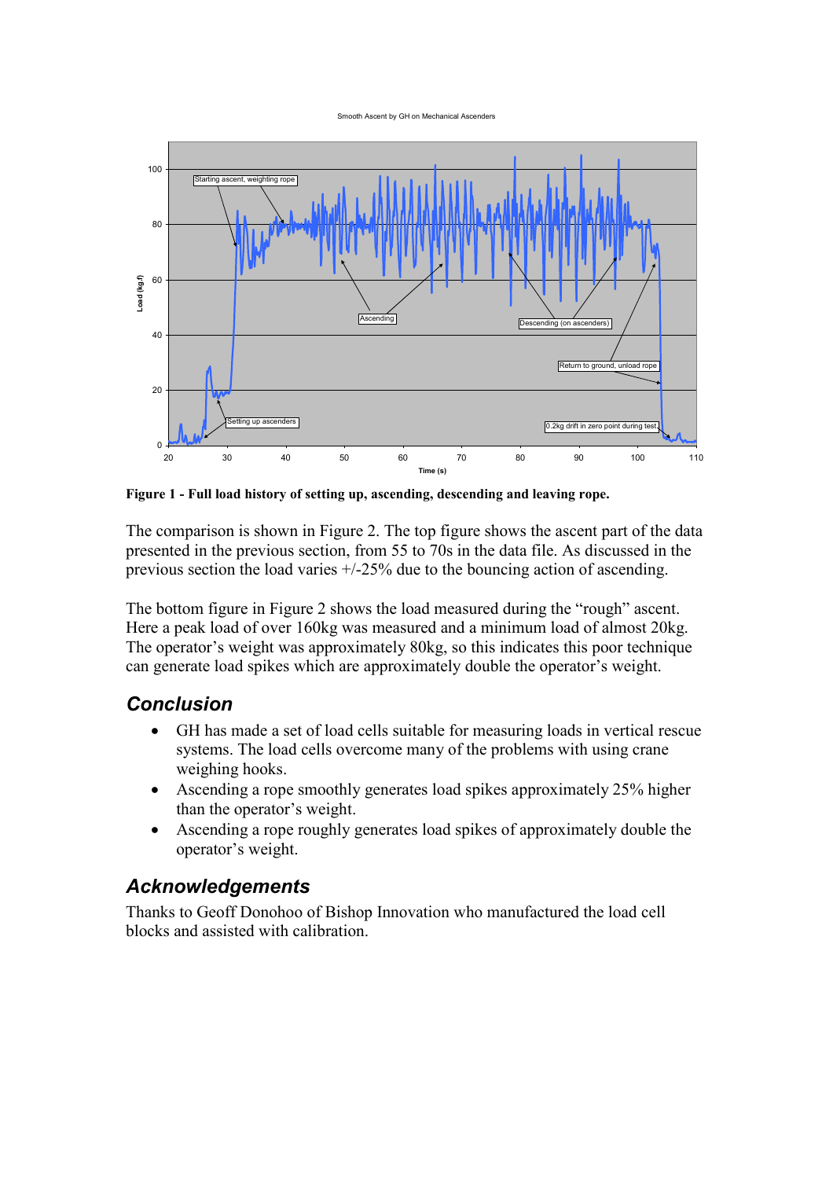**Figure 1 - Full load history of setting up, ascending, descending and leaving rope.**

The comparison is shown in Figure 2. The top figure shows the ascent part of the data presented in the previous section, from 55 to 70s in the data file. As discussed in the previous section the load varies +/-25% due to the bouncing action of ascending.

The bottom figure in Figure 2 shows the load measured during the "rough" ascent. Here a peak load of over 160kg was measured and a minimum load of almost 20kg. The operator's weight was approximately 80kg, so this indicates this poor technique can generate load spikes which are approximately double the operator's weight.

## Conclusion

- GH has made a set of load cells suitable for measuring loads in vertical rescue systems. The load cells overcome many of the problems with using crane weighing hooks.
- Ascending a rope smoothly generates load spikes approximately 25% higher than the operator's weight.
- Ascending a rope roughly generates load spikes of approximately double the operator's weight.

## Acknowledgements

Thanks to Geoff Donohoo of Bishop Innovation who manufactured the load cell blocks and assisted with calibration.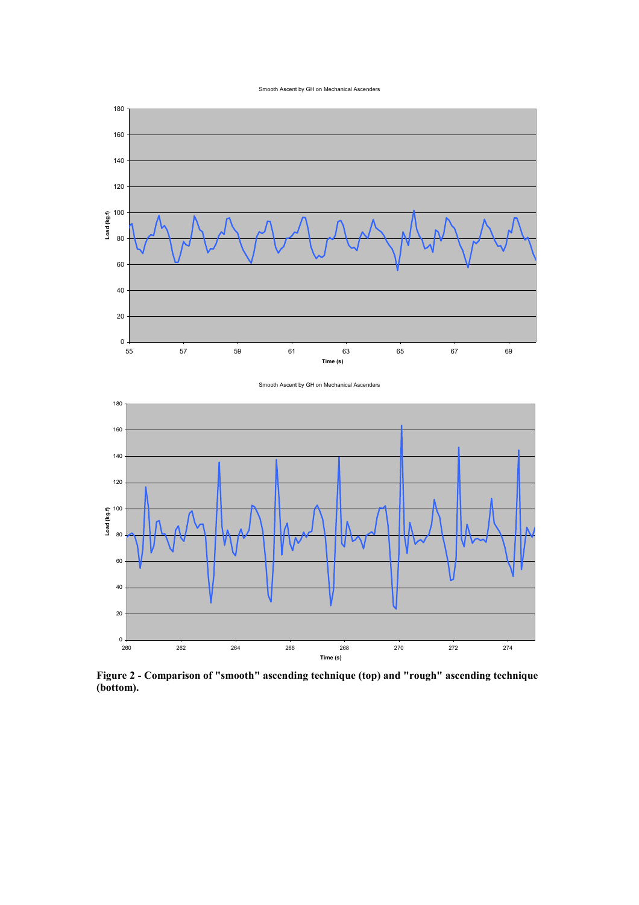Smooth Ascent by GH on Mechanical Ascenders

Load (kg.f)

180
160
140
120
100
80
60
40
20
0

55 57 59 61 63 65 67 69

Time (s)

Smooth Ascent by GH on Mechanical Ascenders

Load (kg.f)

180
160
140
120
100
80
60
40
20
0

260 262 264 266 268 270 272 274

Time (s)

**Figure 2 - Comparison of "smooth" ascending technique (top) and "rough" ascending technique (bottom).**